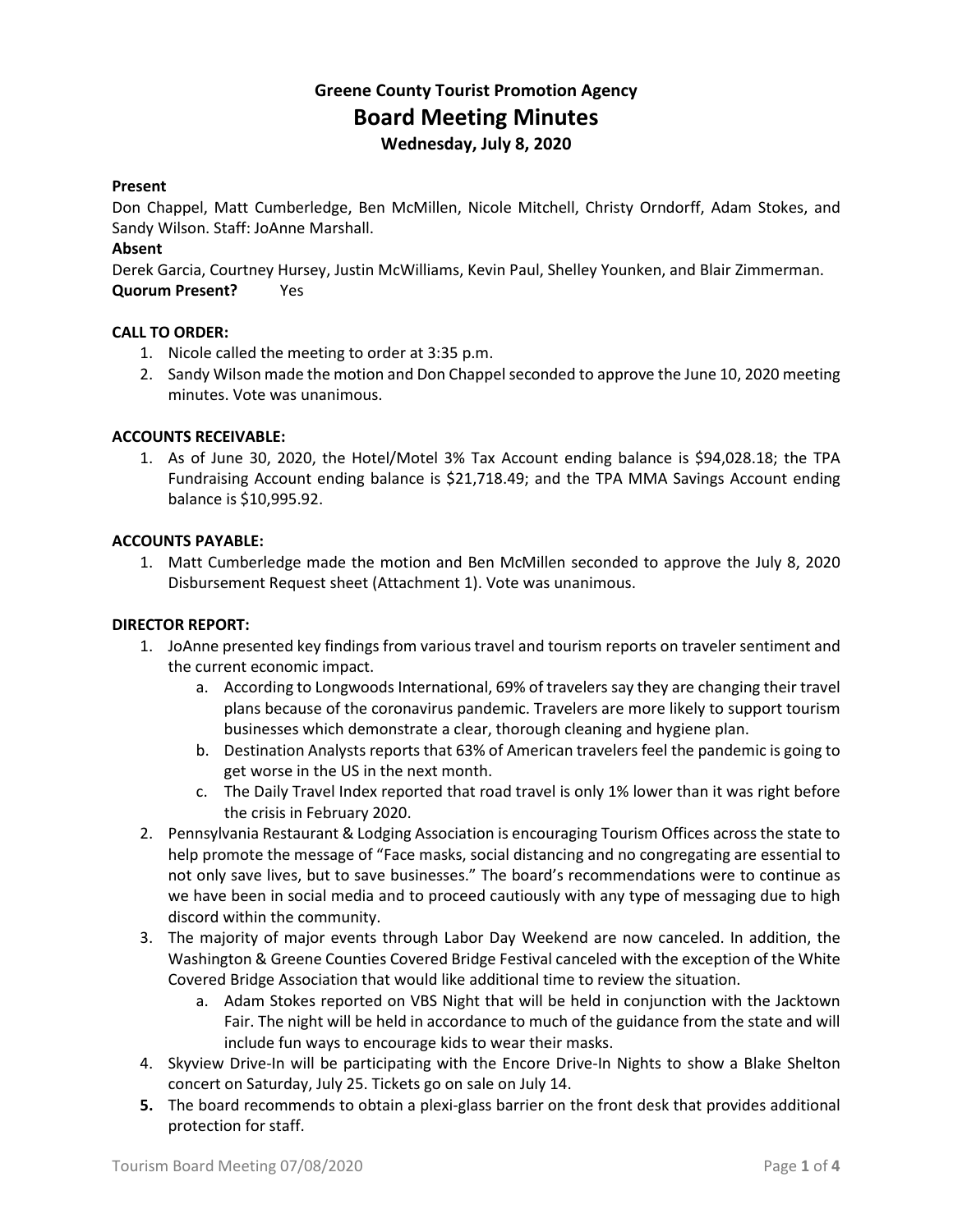# Greene County Tourist Promotion Agency

## Board Meeting Minutes

### Wednesday, July 8, 2020

**Present**

Don Chappel, Matt Cumberledge, Ben McMillen, Nicole Mitchell, Christy Orndorff, Adam Stokes, and Sandy Wilson. Staff: JoAnne Marshall.

**Absent**

Derek Garcia, Courtney Hursey, Justin McWilliams, Kevin Paul, Shelley Younken, and Blair Zimmerman.

**Quorum Present?** Yes

**CALL TO ORDER:**

1. Nicole called the meeting to order at 3:35 p.m.
2. Sandy Wilson made the motion and Don Chappel seconded to approve the June 10, 2020 meeting minutes. Vote was unanimous.

**ACCOUNTS RECEIVABLE:**

1. As of June 30, 2020, the Hotel/Motel 3% Tax Account ending balance is $94,028.18; the TPA Fundraising Account ending balance is $21,718.49; and the TPA MMA Savings Account ending balance is $10,995.92.

**ACCOUNTS PAYABLE:**

1. Matt Cumberledge made the motion and Ben McMillen seconded to approve the July 8, 2020 Disbursement Request sheet (Attachment 1). Vote was unanimous.

**DIRECTOR REPORT:**

1. JoAnne presented key findings from various travel and tourism reports on traveler sentiment and the current economic impact.
   a. According to Longwoods International, 69% of travelers say they are changing their travel plans because of the coronavirus pandemic. Travelers are more likely to support tourism businesses which demonstrate a clear, thorough cleaning and hygiene plan.
   b. Destination Analysts reports that 63% of American travelers feel the pandemic is going to get worse in the US in the next month.
   c. The Daily Travel Index reported that road travel is only 1% lower than it was right before the crisis in February 2020.
2. Pennsylvania Restaurant & Lodging Association is encouraging Tourism Offices across the state to help promote the message of "Face masks, social distancing and no congregating are essential to not only save lives, but to save businesses." The board's recommendations were to continue as we have been in social media and to proceed cautiously with any type of messaging due to high discord within the community.
3. The majority of major events through Labor Day Weekend are now canceled. In addition, the Washington & Greene Counties Covered Bridge Festival canceled with the exception of the White Covered Bridge Association that would like additional time to review the situation.
   a. Adam Stokes reported on VBS Night that will be held in conjunction with the Jacktown Fair. The night will be held in accordance to much of the guidance from the state and will include fun ways to encourage kids to wear their masks.
4. Skyview Drive-In will be participating with the Encore Drive-In Nights to show a Blake Shelton concert on Saturday, July 25. Tickets go on sale on July 14.
5. The board recommends to obtain a plexi-glass barrier on the front desk that provides additional protection for staff.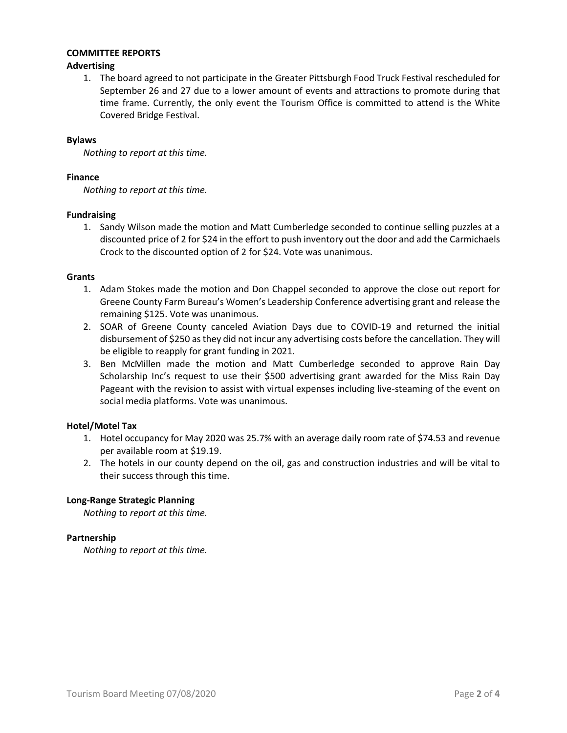## COMMITTEE REPORTS

### Advertising

1. The board agreed to not participate in the Greater Pittsburgh Food Truck Festival rescheduled for September 26 and 27 due to a lower amount of events and attractions to promote during that time frame. Currently, the only event the Tourism Office is committed to attend is the White Covered Bridge Festival.

### Bylaws

*Nothing to report at this time.*

### Finance

*Nothing to report at this time.*

### Fundraising

1. Sandy Wilson made the motion and Matt Cumberledge seconded to continue selling puzzles at a discounted price of 2 for $24 in the effort to push inventory out the door and add the Carmichaels Crock to the discounted option of 2 for $24. Vote was unanimous.

### Grants

1. Adam Stokes made the motion and Don Chappel seconded to approve the close out report for Greene County Farm Bureau's Women's Leadership Conference advertising grant and release the remaining $125. Vote was unanimous.
2. SOAR of Greene County canceled Aviation Days due to COVID-19 and returned the initial disbursement of $250 as they did not incur any advertising costs before the cancellation. They will be eligible to reapply for grant funding in 2021.
3. Ben McMillen made the motion and Matt Cumberledge seconded to approve Rain Day Scholarship Inc's request to use their $500 advertising grant awarded for the Miss Rain Day Pageant with the revision to assist with virtual expenses including live-steaming of the event on social media platforms. Vote was unanimous.

### Hotel/Motel Tax

1. Hotel occupancy for May 2020 was 25.7% with an average daily room rate of $74.53 and revenue per available room at $19.19.
2. The hotels in our county depend on the oil, gas and construction industries and will be vital to their success through this time.

### Long-Range Strategic Planning

*Nothing to report at this time.*

### Partnership

*Nothing to report at this time.*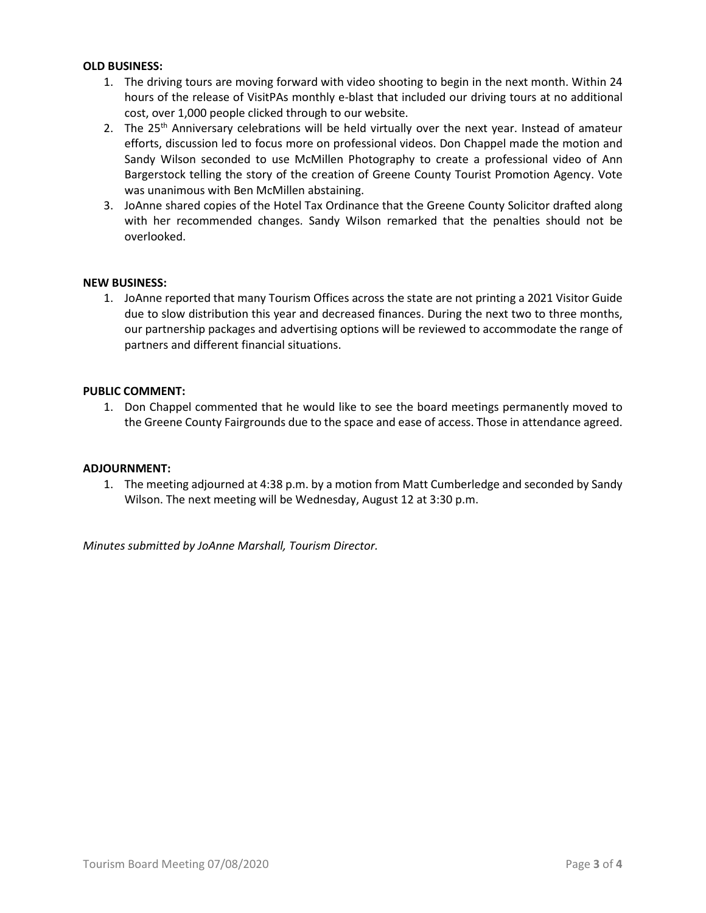**OLD BUSINESS:**

1. The driving tours are moving forward with video shooting to begin in the next month. Within 24 hours of the release of VisitPAs monthly e-blast that included our driving tours at no additional cost, over 1,000 people clicked through to our website.
2. The 25th Anniversary celebrations will be held virtually over the next year. Instead of amateur efforts, discussion led to focus more on professional videos. Don Chappel made the motion and Sandy Wilson seconded to use McMillen Photography to create a professional video of Ann Bargerstock telling the story of the creation of Greene County Tourist Promotion Agency. Vote was unanimous with Ben McMillen abstaining.
3. JoAnne shared copies of the Hotel Tax Ordinance that the Greene County Solicitor drafted along with her recommended changes. Sandy Wilson remarked that the penalties should not be overlooked.

**NEW BUSINESS:**

1. JoAnne reported that many Tourism Offices across the state are not printing a 2021 Visitor Guide due to slow distribution this year and decreased finances. During the next two to three months, our partnership packages and advertising options will be reviewed to accommodate the range of partners and different financial situations.

**PUBLIC COMMENT:**

1. Don Chappel commented that he would like to see the board meetings permanently moved to the Greene County Fairgrounds due to the space and ease of access. Those in attendance agreed.

**ADJOURNMENT:**

1. The meeting adjourned at 4:38 p.m. by a motion from Matt Cumberledge and seconded by Sandy Wilson. The next meeting will be Wednesday, August 12 at 3:30 p.m.

*Minutes submitted by JoAnne Marshall, Tourism Director.*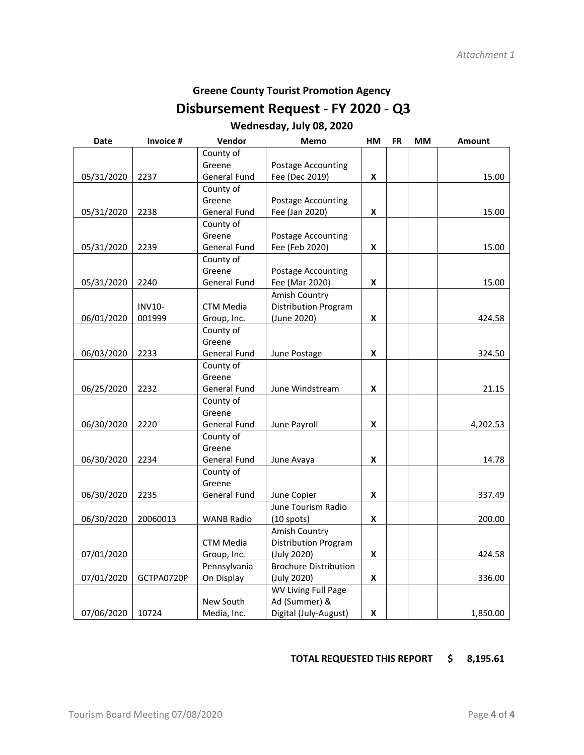*Attachment 1*

## Greene County Tourist Promotion Agency

# Disbursement Request - FY 2020 - Q3

### Wednesday, July 08, 2020

| Date | Invoice # | Vendor | Memo | HM | FR | MM | Amount |
|---|---|---|---|---|---|---|---|
| 05/31/2020 | 2237 | County of Greene General Fund | Postage Accounting Fee (Dec 2019) | X | | | 15.00 |
| 05/31/2020 | 2238 | County of Greene General Fund | Postage Accounting Fee (Jan 2020) | X | | | 15.00 |
| 05/31/2020 | 2239 | County of Greene General Fund | Postage Accounting Fee (Feb 2020) | X | | | 15.00 |
| 05/31/2020 | 2240 | County of Greene General Fund | Postage Accounting Fee (Mar 2020) | X | | | 15.00 |
| 06/01/2020 | INV10-001999 | CTM Media Group, Inc. | Amish Country Distribution Program (June 2020) | X | | | 424.58 |
| 06/03/2020 | 2233 | County of Greene General Fund | June Postage | X | | | 324.50 |
| 06/25/2020 | 2232 | County of Greene General Fund | June Windstream | X | | | 21.15 |
| 06/30/2020 | 2220 | County of Greene General Fund | June Payroll | X | | | 4,202.53 |
| 06/30/2020 | 2234 | County of Greene General Fund | June Avaya | X | | | 14.78 |
| 06/30/2020 | 2235 | County of Greene General Fund | June Copier | X | | | 337.49 |
| 06/30/2020 | 20060013 | WANB Radio | June Tourism Radio (10 spots) | X | | | 200.00 |
| 07/01/2020 | | CTM Media Group, Inc. | Amish Country Distribution Program (July 2020) | X | | | 424.58 |
| 07/01/2020 | GCTPA0720P | Pennsylvania On Display | Brochure Distribution (July 2020) | X | | | 336.00 |
| 07/06/2020 | 10724 | New South Media, Inc. | WV Living Full Page Ad (Summer) & Digital (July-August) | X | | | 1,850.00 |

**TOTAL REQUESTED THIS REPORT $ 8,195.61**